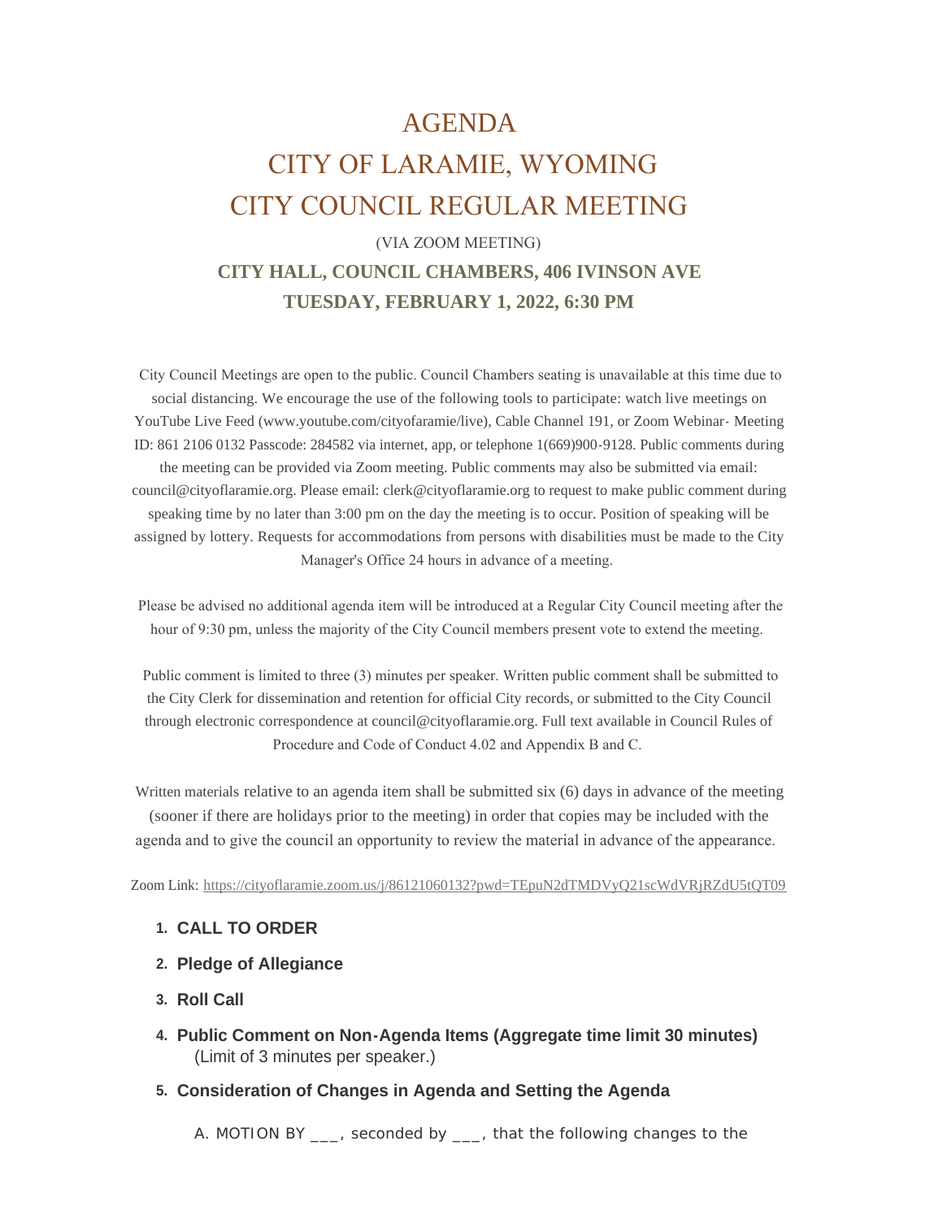# AGENDA

# CITY OF LARAMIE, WYOMING

# CITY COUNCIL REGULAR MEETING

(VIA ZOOM MEETING)

**CITY HALL, COUNCIL CHAMBERS, 406 IVINSON AVE**

**TUESDAY, FEBRUARY 1, 2022, 6:30 PM**

City Council Meetings are open to the public. Council Chambers seating is unavailable at this time due to social distancing. We encourage the use of the following tools to participate: watch live meetings on YouTube Live Feed (www.youtube.com/cityofaramie/live), Cable Channel 191, or Zoom Webinar- Meeting ID: 861 2106 0132 Passcode: 284582 via internet, app, or telephone 1(669)900-9128. Public comments during the meeting can be provided via Zoom meeting. Public comments may also be submitted via email: council@cityoflaramie.org. Please email: clerk@cityoflaramie.org to request to make public comment during speaking time by no later than 3:00 pm on the day the meeting is to occur. Position of speaking will be assigned by lottery. Requests for accommodations from persons with disabilities must be made to the City Manager's Office 24 hours in advance of a meeting.

Please be advised no additional agenda item will be introduced at a Regular City Council meeting after the hour of 9:30 pm, unless the majority of the City Council members present vote to extend the meeting.

Public comment is limited to three (3) minutes per speaker. Written public comment shall be submitted to the City Clerk for dissemination and retention for official City records, or submitted to the City Council through electronic correspondence at council@cityoflaramie.org. Full text available in Council Rules of Procedure and Code of Conduct 4.02 and Appendix B and C.

Written materials relative to an agenda item shall be submitted six (6) days in advance of the meeting (sooner if there are holidays prior to the meeting) in order that copies may be included with the agenda and to give the council an opportunity to review the material in advance of the appearance.

Zoom Link: https://cityoflaramie.zoom.us/j/86121060132?pwd=TEpuN2dTMDVyQ21scWdVRjRZdU5tQT09

1. **CALL TO ORDER**
2. **Pledge of Allegiance**
3. **Roll Call**
4. **Public Comment on Non-Agenda Items (Aggregate time limit 30 minutes)**
   (Limit of 3 minutes per speaker.)
5. **Consideration of Changes in Agenda and Setting the Agenda**

   A. MOTION BY ___, seconded by ___, that the following changes to the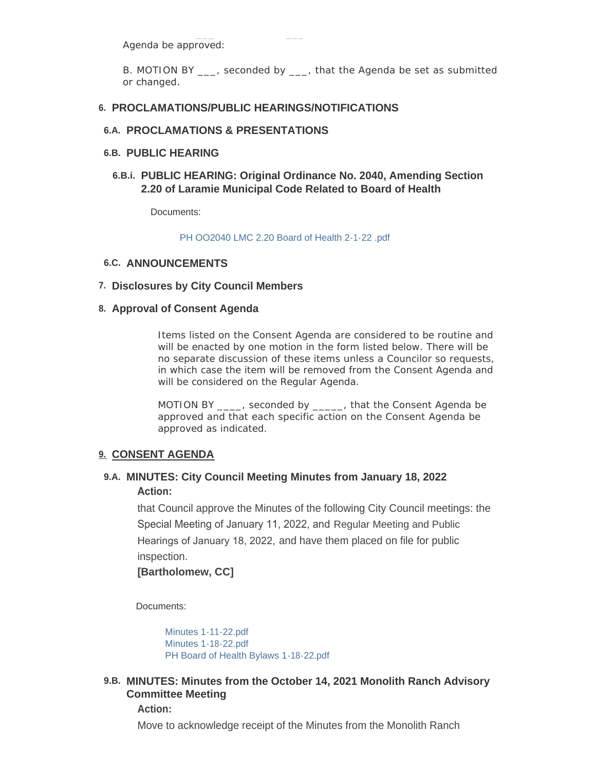Agenda be approved:

B. MOTION BY ___, seconded by ___, that the Agenda be set as submitted or changed.

## 6. PROCLAMATIONS/PUBLIC HEARINGS/NOTIFICATIONS

### 6.A. PROCLAMATIONS & PRESENTATIONS

### 6.B. PUBLIC HEARING

#### 6.B.i. PUBLIC HEARING: Original Ordinance No. 2040, Amending Section 2.20 of Laramie Municipal Code Related to Board of Health

Documents:

PH OO2040 LMC 2.20 Board of Health 2-1-22 .pdf

### 6.C. ANNOUNCEMENTS

## 7. Disclosures by City Council Members

## 8. Approval of Consent Agenda

Items listed on the Consent Agenda are considered to be routine and will be enacted by one motion in the form listed below. There will be no separate discussion of these items unless a Councilor so requests, in which case the item will be removed from the Consent Agenda and will be considered on the Regular Agenda.

MOTION BY ____, seconded by _____, that the Consent Agenda be approved and that each specific action on the Consent Agenda be approved as indicated.

## 9. CONSENT AGENDA

### 9.A. MINUTES: City Council Meeting Minutes from January 18, 2022

**Action:**

that Council approve the Minutes of the following City Council meetings: the Special Meeting of January 11, 2022, and Regular Meeting and Public Hearings of January 18, 2022, and have them placed on file for public inspection.

**[Bartholomew, CC]**

Documents:

Minutes 1-11-22.pdf
Minutes 1-18-22.pdf
PH Board of Health Bylaws 1-18-22.pdf

### 9.B. MINUTES: Minutes from the October 14, 2021 Monolith Ranch Advisory Committee Meeting

**Action:**

Move to acknowledge receipt of the Minutes from the Monolith Ranch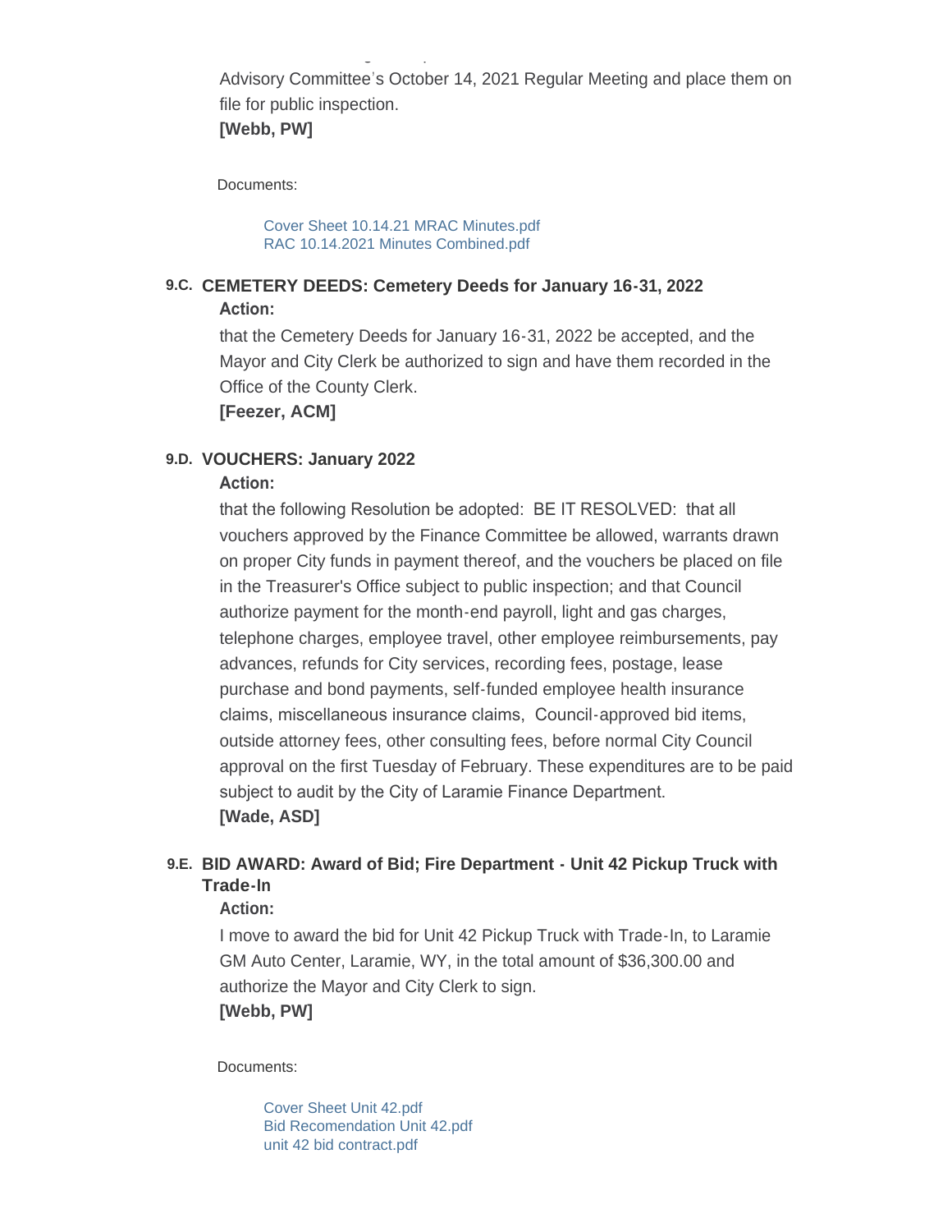Advisory Committee's October 14, 2021 Regular Meeting and place them on file for public inspection.
**[Webb, PW]**

Documents:

- Cover Sheet 10.14.21 MRAC Minutes.pdf
- RAC 10.14.2021 Minutes Combined.pdf

### 9.C. CEMETERY DEEDS: Cemetery Deeds for January 16-31, 2022

**Action:**

that the Cemetery Deeds for January 16-31, 2022 be accepted, and the Mayor and City Clerk be authorized to sign and have them recorded in the Office of the County Clerk.
**[Feezer, ACM]**

### 9.D. VOUCHERS: January 2022

**Action:**

that the following Resolution be adopted: BE IT RESOLVED: that all vouchers approved by the Finance Committee be allowed, warrants drawn on proper City funds in payment thereof, and the vouchers be placed on file in the Treasurer's Office subject to public inspection; and that Council authorize payment for the month-end payroll, light and gas charges, telephone charges, employee travel, other employee reimbursements, pay advances, refunds for City services, recording fees, postage, lease purchase and bond payments, self-funded employee health insurance claims, miscellaneous insurance claims, Council-approved bid items, outside attorney fees, other consulting fees, before normal City Council approval on the first Tuesday of February. These expenditures are to be paid subject to audit by the City of Laramie Finance Department.
**[Wade, ASD]**

### 9.E. BID AWARD: Award of Bid; Fire Department - Unit 42 Pickup Truck with Trade-In

**Action:**

I move to award the bid for Unit 42 Pickup Truck with Trade-In, to Laramie GM Auto Center, Laramie, WY, in the total amount of $36,300.00 and authorize the Mayor and City Clerk to sign.
**[Webb, PW]**

Documents:

- Cover Sheet Unit 42.pdf
- Bid Recomendation Unit 42.pdf
- unit 42 bid contract.pdf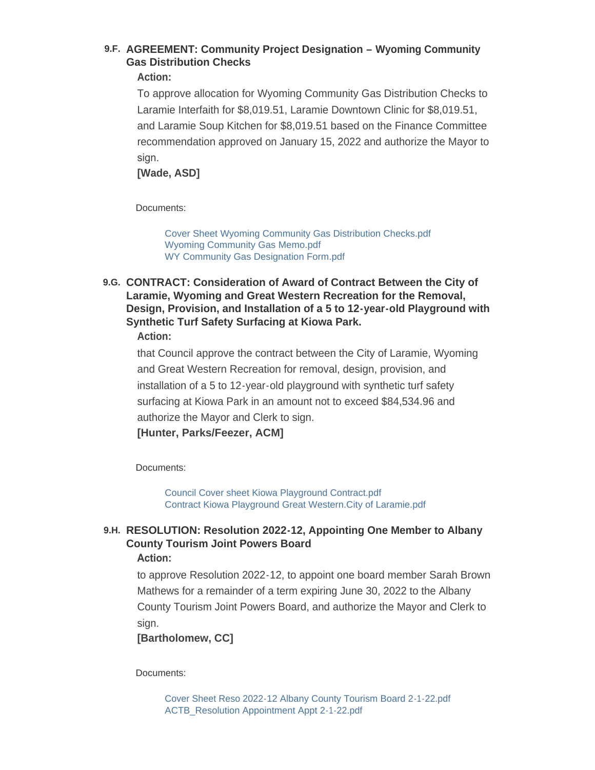### 9.F. AGREEMENT: Community Project Designation – Wyoming Community Gas Distribution Checks

**Action:**

To approve allocation for Wyoming Community Gas Distribution Checks to Laramie Interfaith for $8,019.51, Laramie Downtown Clinic for $8,019.51, and Laramie Soup Kitchen for $8,019.51 based on the Finance Committee recommendation approved on January 15, 2022 and authorize the Mayor to sign.

**[Wade, ASD]**

Documents:

- Cover Sheet Wyoming Community Gas Distribution Checks.pdf
- Wyoming Community Gas Memo.pdf
- WY Community Gas Designation Form.pdf

### 9.G. CONTRACT: Consideration of Award of Contract Between the City of Laramie, Wyoming and Great Western Recreation for the Removal, Design, Provision, and Installation of a 5 to 12-year-old Playground with Synthetic Turf Safety Surfacing at Kiowa Park.

**Action:**

that Council approve the contract between the City of Laramie, Wyoming and Great Western Recreation for removal, design, provision, and installation of a 5 to 12-year-old playground with synthetic turf safety surfacing at Kiowa Park in an amount not to exceed $84,534.96 and authorize the Mayor and Clerk to sign.

**[Hunter, Parks/Feezer, ACM]**

Documents:

- Council Cover sheet Kiowa Playground Contract.pdf
- Contract Kiowa Playground Great Western.City of Laramie.pdf

### 9.H. RESOLUTION: Resolution 2022-12, Appointing One Member to Albany County Tourism Joint Powers Board

**Action:**

to approve Resolution 2022-12, to appoint one board member Sarah Brown Mathews for a remainder of a term expiring June 30, 2022 to the Albany County Tourism Joint Powers Board, and authorize the Mayor and Clerk to sign.

**[Bartholomew, CC]**

Documents:

- Cover Sheet Reso 2022-12 Albany County Tourism Board 2-1-22.pdf
- ACTB_Resolution Appointment Appt 2-1-22.pdf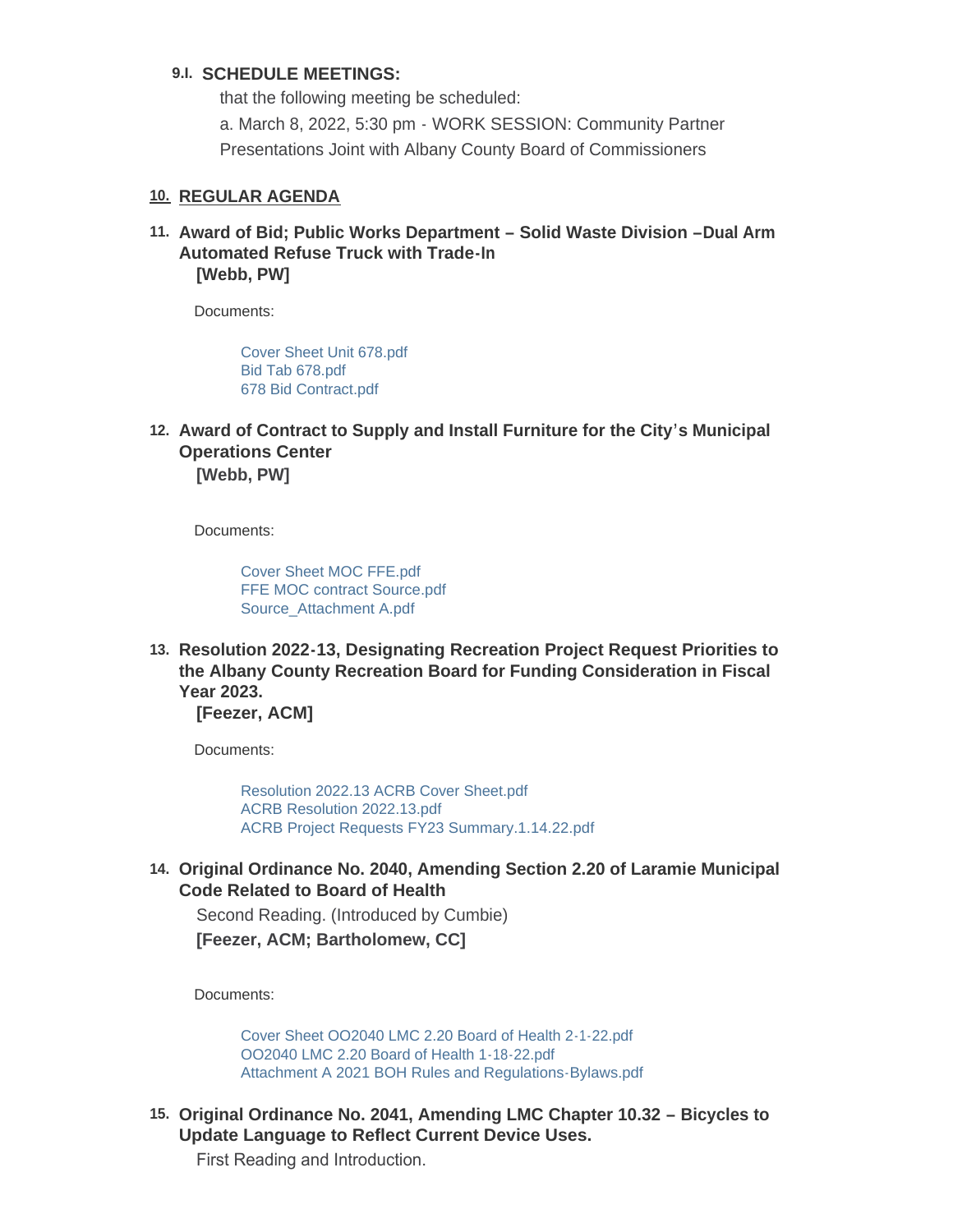**9.I. SCHEDULE MEETINGS:**

that the following meeting be scheduled:

a. March 8, 2022, 5:30 pm - WORK SESSION: Community Partner Presentations Joint with Albany County Board of Commissioners

## 10. REGULAR AGENDA

### 11. Award of Bid; Public Works Department – Solid Waste Division –Dual Arm Automated Refuse Truck with Trade-In

**[Webb, PW]**

Documents:

- Cover Sheet Unit 678.pdf
- Bid Tab 678.pdf
- 678 Bid Contract.pdf

### 12. Award of Contract to Supply and Install Furniture for the City's Municipal Operations Center

**[Webb, PW]**

Documents:

- Cover Sheet MOC FFE.pdf
- FFE MOC contract Source.pdf
- Source_Attachment A.pdf

### 13. Resolution 2022-13, Designating Recreation Project Request Priorities to the Albany County Recreation Board for Funding Consideration in Fiscal Year 2023.

**[Feezer, ACM]**

Documents:

- Resolution 2022.13 ACRB Cover Sheet.pdf
- ACRB Resolution 2022.13.pdf
- ACRB Project Requests FY23 Summary.1.14.22.pdf

### 14. Original Ordinance No. 2040, Amending Section 2.20 of Laramie Municipal Code Related to Board of Health

Second Reading. (Introduced by Cumbie)

**[Feezer, ACM; Bartholomew, CC]**

Documents:

- Cover Sheet OO2040 LMC 2.20 Board of Health 2-1-22.pdf
- OO2040 LMC 2.20 Board of Health 1-18-22.pdf
- Attachment A 2021 BOH Rules and Regulations-Bylaws.pdf

### 15. Original Ordinance No. 2041, Amending LMC Chapter 10.32 – Bicycles to Update Language to Reflect Current Device Uses.

First Reading and Introduction.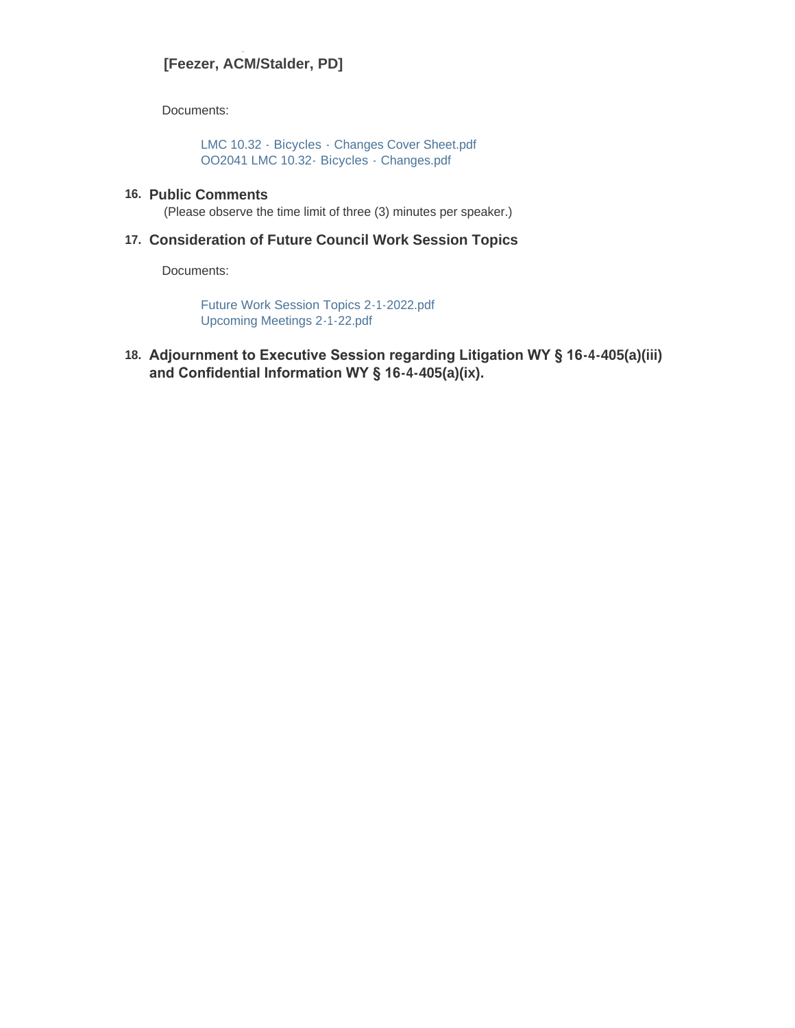**[Feezer, ACM/Stalder, PD]**

Documents:

LMC 10.32 - Bicycles - Changes Cover Sheet.pdf
OO2041 LMC 10.32- Bicycles - Changes.pdf

16. **Public Comments**

(Please observe the time limit of three (3) minutes per speaker.)

17. **Consideration of Future Council Work Session Topics**

Documents:

Future Work Session Topics 2-1-2022.pdf
Upcoming Meetings 2-1-22.pdf

18. **Adjournment to Executive Session regarding Litigation WY § 16-4-405(a)(iii) and Confidential Information WY § 16-4-405(a)(ix).**